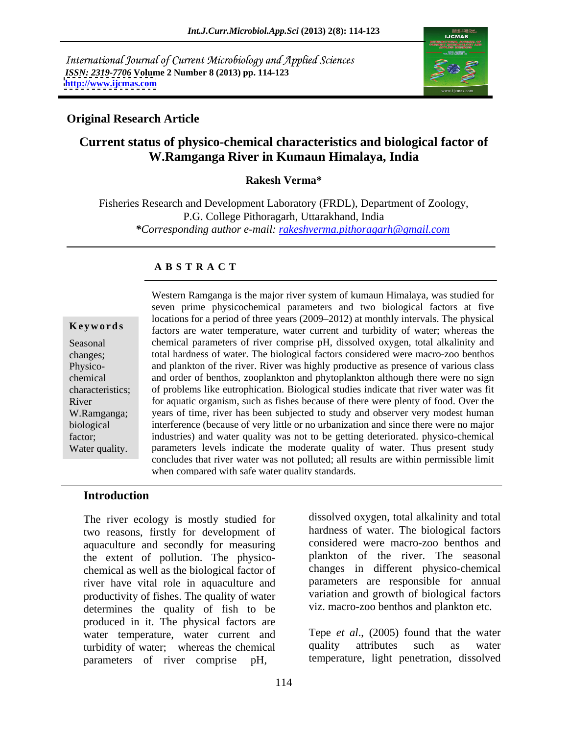International Journal of Current Microbiology and Applied Sciences
*ISSN: 2319-7706* **Volume 2 Number 8 (2013) pp. 114-123**
**http://www.ijcmas.com**

**Original Research Article**

# Current status of physico-chemical characteristics and biological factor of W.Ramganga River in Kumaun Himalaya, India

**Rakesh Verma***

Fisheries Research and Development Laboratory (FRDL), Department of Zoology, P.G. College Pithoragarh, Uttarakhand, India

**\****Corresponding author e-mail: rakeshverma.pithoragarh@gmail.com*

## A B S T R A C T

**Keywords**

Seasonal changes; Physico-chemical characteristics; River W.Ramganga; biological factor; Water quality.

Western Ramganga is the major river system of kumaun Himalaya, was studied for seven prime physicochemical parameters and two biological factors at five locations for a period of three years (2009–2012) at monthly intervals. The physical factors are water temperature, water current and turbidity of water; whereas the chemical parameters of river comprise pH, dissolved oxygen, total alkalinity and total hardness of water. The biological factors considered were macro-zoo benthos and plankton of the river. River was highly productive as presence of various class and order of benthos, zooplankton and phytoplankton although there were no sign of problems like eutrophication. Biological studies indicate that river water was fit for aquatic organism, such as fishes because of there were plenty of food. Over the years of time, river has been subjected to study and observer very modest human interference (because of very little or no urbanization and since there were no major industries) and water quality was not to be getting deteriorated. physico-chemical parameters levels indicate the moderate quality of water. Thus present study concludes that river water was not polluted; all results are within permissible limit when compared with safe water quality standards.

## Introduction

The river ecology is mostly studied for two reasons, firstly for development of aquaculture and secondly for measuring the extent of pollution. The physico-chemical as well as the biological factor of river have vital role in aquaculture and productivity of fishes. The quality of water determines the quality of fish to be produced in it. The physical factors are water temperature, water current and turbidity of water; whereas the chemical parameters of river comprise pH, dissolved oxygen, total alkalinity and total hardness of water. The biological factors considered were macro-zoo benthos and plankton of the river. The seasonal changes in different physico-chemical parameters are responsible for annual variation and growth of biological factors viz. macro-zoo benthos and plankton etc.

Tepe *et al*., (2005) found that the water quality attributes such as water temperature, light penetration, dissolved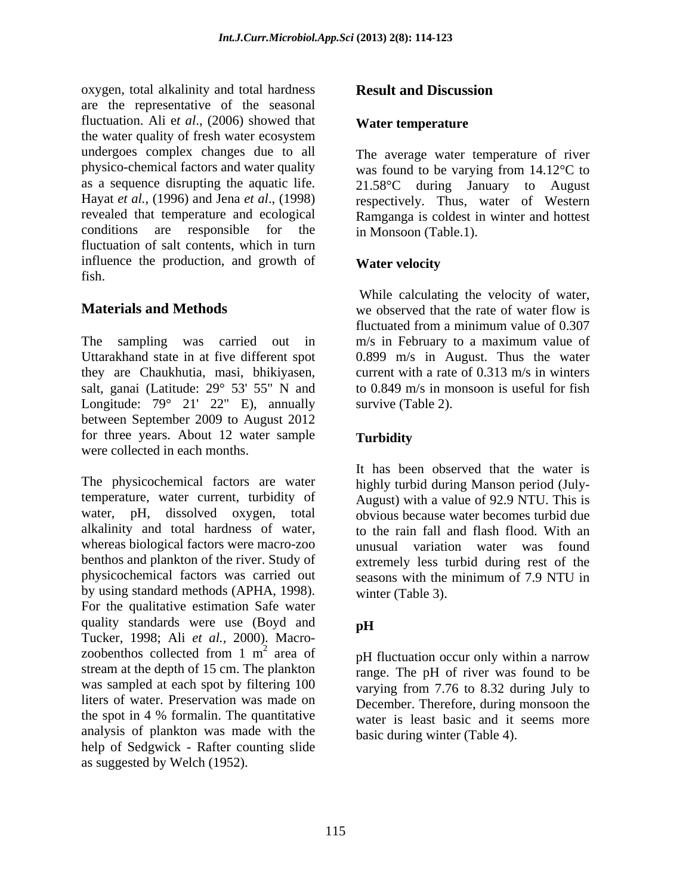oxygen, total alkalinity and total hardness are the representative of the seasonal fluctuation. Ali e*t al*., (2006) showed that the water quality of fresh water ecosystem undergoes complex changes due to all physico-chemical factors and water quality as a sequence disrupting the aquatic life. Hayat *et al.,* (1996) and Jena *et al*., (1998) revealed that temperature and ecological conditions are responsible for the fluctuation of salt contents, which in turn influence the production, and growth of fish.

## Materials and Methods

The sampling was carried out in Uttarakhand state in at five different spot they are Chaukhutia, masi, bhikiyasen, salt, ganai (Latitude: 29° 53' 55" N and Longitude: 79° 21' 22" E), annually between September 2009 to August 2012 for three years. About 12 water sample were collected in each months.

The physicochemical factors are water temperature, water current, turbidity of water, pH, dissolved oxygen, total alkalinity and total hardness of water, whereas biological factors were macro-zoo benthos and plankton of the river. Study of physicochemical factors was carried out by using standard methods (APHA, 1998). For the qualitative estimation Safe water quality standards were use (Boyd and Tucker, 1998; Ali *et al.,* 2000). Macro-zoobenthos collected from 1 $m^2$ area of stream at the depth of 15 cm. The plankton was sampled at each spot by filtering 100 liters of water. Preservation was made on the spot in 4 % formalin. The quantitative analysis of plankton was made with the help of Sedgwick - Rafter counting slide as suggested by Welch (1952).

## Result and Discussion

### Water temperature

The average water temperature of river was found to be varying from 14.12°C to 21.58°C during January to August respectively. Thus, water of Western Ramganga is coldest in winter and hottest in Monsoon (Table.1).

### Water velocity

While calculating the velocity of water, we observed that the rate of water flow is fluctuated from a minimum value of 0.307 m/s in February to a maximum value of 0.899 m/s in August. Thus the water current with a rate of 0.313 m/s in winters to 0.849 m/s in monsoon is useful for fish survive (Table 2).

### Turbidity

It has been observed that the water is highly turbid during Manson period (July-August) with a value of 92.9 NTU. This is obvious because water becomes turbid due to the rain fall and flash flood. With an unusual variation water was found extremely less turbid during rest of the seasons with the minimum of 7.9 NTU in winter (Table 3).

### pH

pH fluctuation occur only within a narrow range. The pH of river was found to be varying from 7.76 to 8.32 during July to December. Therefore, during monsoon the water is least basic and it seems more basic during winter (Table 4).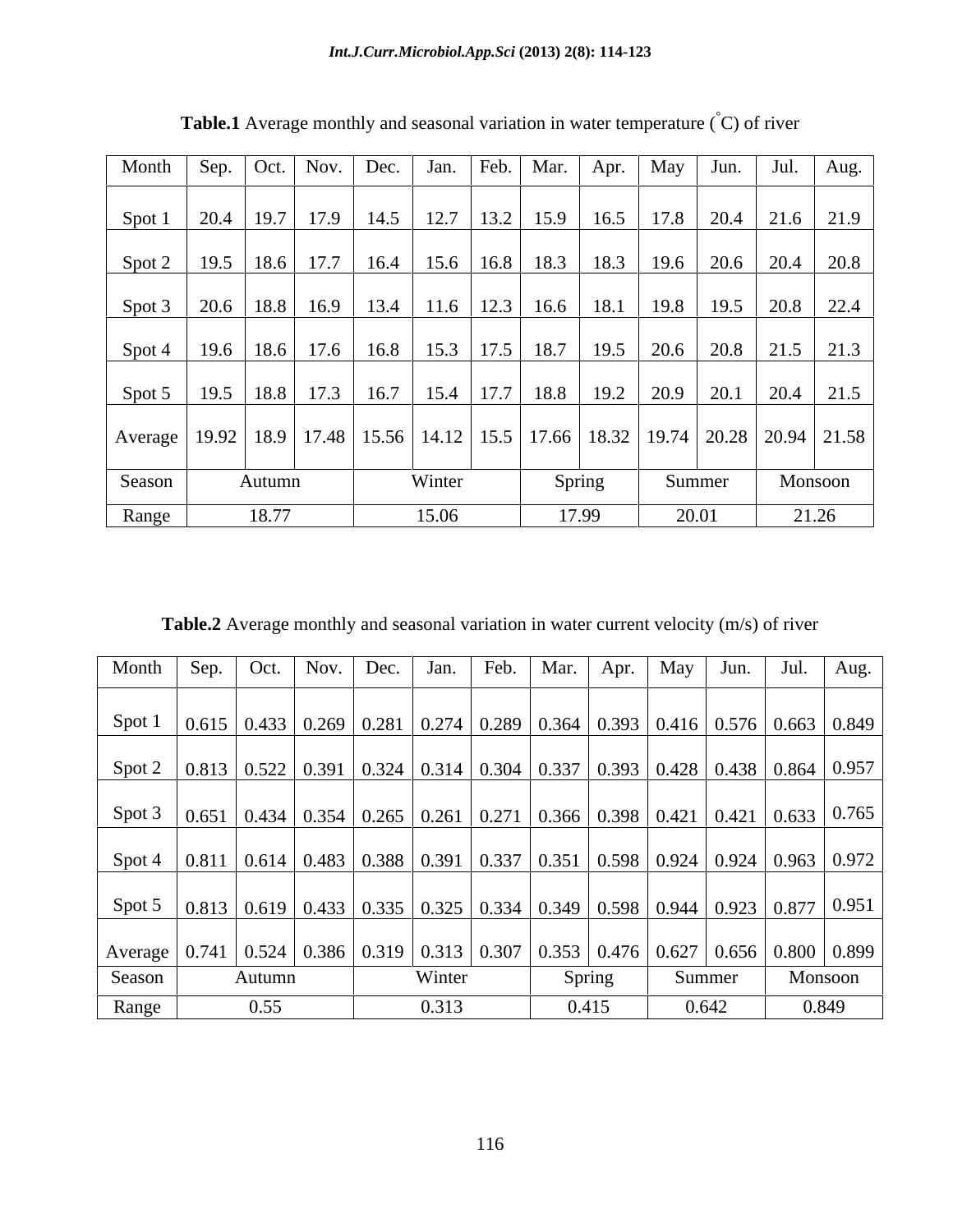**Table.1** Average monthly and seasonal variation in water temperature ($^{\circ}C$) of river

| Month | Sep. | Oct. | Nov. | Dec. | Jan. | Feb. | Mar. | Apr. | May | Jun. | Jul. | Aug. |
|---|---|---|---|---|---|---|---|---|---|---|---|---|
| Spot 1 | 20.4 | 19.7 | 17.9 | 14.5 | 12.7 | 13.2 | 15.9 | 16.5 | 17.8 | 20.4 | 21.6 | 21.9 |
| Spot 2 | 19.5 | 18.6 | 17.7 | 16.4 | 15.6 | 16.8 | 18.3 | 18.3 | 19.6 | 20.6 | 20.4 | 20.8 |
| Spot 3 | 20.6 | 18.8 | 16.9 | 13.4 | 11.6 | 12.3 | 16.6 | 18.1 | 19.8 | 19.5 | 20.8 | 22.4 |
| Spot 4 | 19.6 | 18.6 | 17.6 | 16.8 | 15.3 | 17.5 | 18.7 | 19.5 | 20.6 | 20.8 | 21.5 | 21.3 |
| Spot 5 | 19.5 | 18.8 | 17.3 | 16.7 | 15.4 | 17.7 | 18.8 | 19.2 | 20.9 | 20.1 | 20.4 | 21.5 |
| Average | 19.92 | 18.9 | 17.48 | 15.56 | 14.12 | 15.5 | 17.66 | 18.32 | 19.74 | 20.28 | 20.94 | 21.58 |
| Season | Autumn | | | Winter | | | Spring | | Summer | | Monsoon | |
| Range | 18.77 | | | 15.06 | | | 17.99 | | 20.01 | | 21.26 | |

**Table.2** Average monthly and seasonal variation in water current velocity (m/s) of river

| Month | Sep. | Oct. | Nov. | Dec. | Jan. | Feb. | Mar. | Apr. | May | Jun. | Jul. | Aug. |
|---|---|---|---|---|---|---|---|---|---|---|---|---|
| Spot 1 | 0.615 | 0.433 | 0.269 | 0.281 | 0.274 | 0.289 | 0.364 | 0.393 | 0.416 | 0.576 | 0.663 | 0.849 |
| Spot 2 | 0.813 | 0.522 | 0.391 | 0.324 | 0.314 | 0.304 | 0.337 | 0.393 | 0.428 | 0.438 | 0.864 | 0.957 |
| Spot 3 | 0.651 | 0.434 | 0.354 | 0.265 | 0.261 | 0.271 | 0.366 | 0.398 | 0.421 | 0.421 | 0.633 | 0.765 |
| Spot 4 | 0.811 | 0.614 | 0.483 | 0.388 | 0.391 | 0.337 | 0.351 | 0.598 | 0.924 | 0.924 | 0.963 | 0.972 |
| Spot 5 | 0.813 | 0.619 | 0.433 | 0.335 | 0.325 | 0.334 | 0.349 | 0.598 | 0.944 | 0.923 | 0.877 | 0.951 |
| Average | 0.741 | 0.524 | 0.386 | 0.319 | 0.313 | 0.307 | 0.353 | 0.476 | 0.627 | 0.656 | 0.800 | 0.899 |
| Season | Autumn | | | Winter | | | Spring | | Summer | | Monsoon | |
| Range | 0.55 | | | 0.313 | | | 0.415 | | 0.642 | | 0.849 | |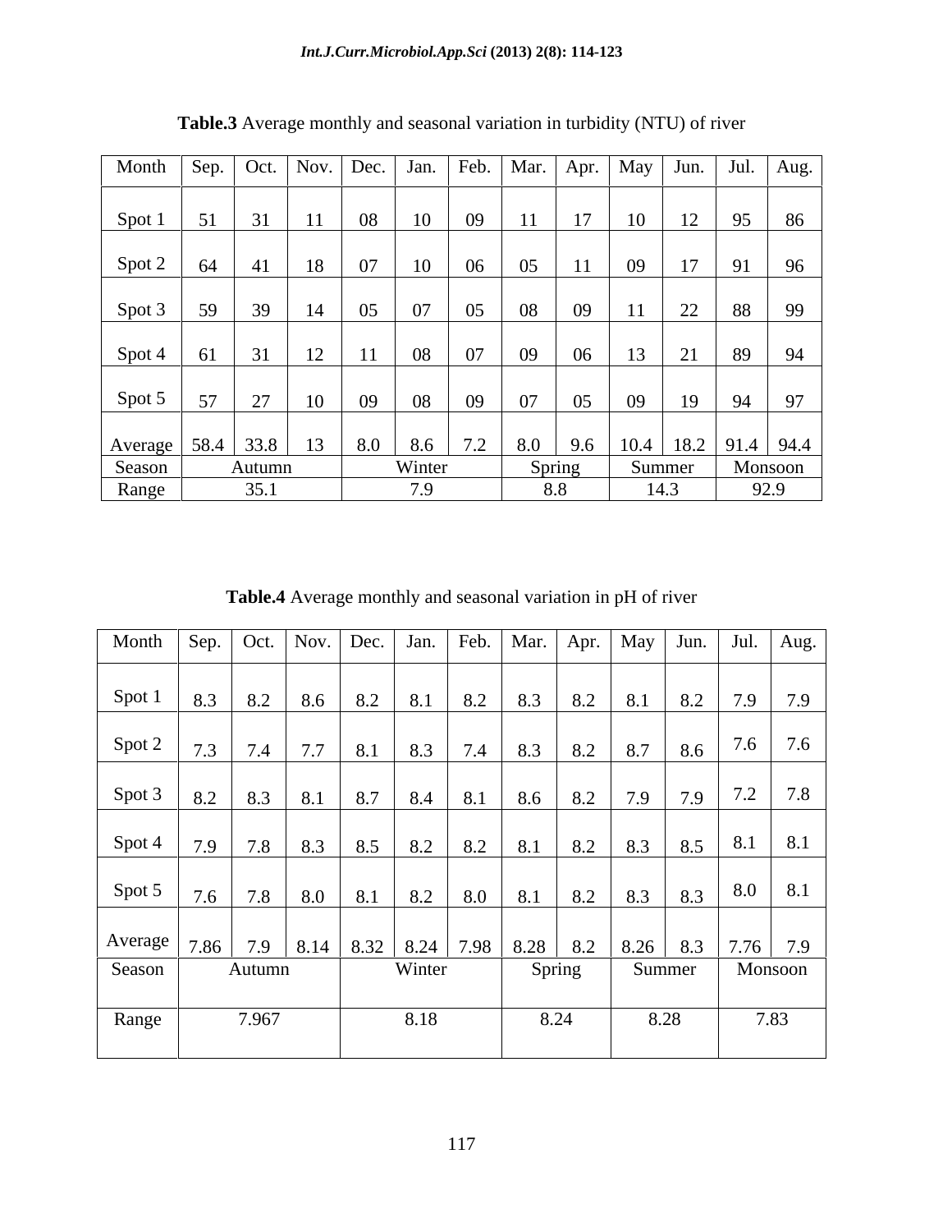**Table.3** Average monthly and seasonal variation in turbidity (NTU) of river

| Month | Sep. | Oct. | Nov. | Dec. | Jan. | Feb. | Mar. | Apr. | May | Jun. | Jul. | Aug. |
|---|---|---|---|---|---|---|---|---|---|---|---|---|
| Spot 1 | 51 | 31 | 11 | 08 | 10 | 09 | 11 | 17 | 10 | 12 | 95 | 86 |
| Spot 2 | 64 | 41 | 18 | 07 | 10 | 06 | 05 | 11 | 09 | 17 | 91 | 96 |
| Spot 3 | 59 | 39 | 14 | 05 | 07 | 05 | 08 | 09 | 11 | 22 | 88 | 99 |
| Spot 4 | 61 | 31 | 12 | 11 | 08 | 07 | 09 | 06 | 13 | 21 | 89 | 94 |
| Spot 5 | 57 | 27 | 10 | 09 | 08 | 09 | 07 | 05 | 09 | 19 | 94 | 97 |
| Average | 58.4 | 33.8 | 13 | 8.0 | 8.6 | 7.2 | 8.0 | 9.6 | 10.4 | 18.2 | 91.4 | 94.4 |
| Season | Autumn | | | Winter | | | Spring | | Summer | | Monsoon | |
| Range | 35.1 | | | 7.9 | | | 8.8 | | 14.3 | | 92.9 | |

**Table.4** Average monthly and seasonal variation in pH of river

| Month | Sep. | Oct. | Nov. | Dec. | Jan. | Feb. | Mar. | Apr. | May | Jun. | Jul. | Aug. |
|---|---|---|---|---|---|---|---|---|---|---|---|---|
| Spot 1 | 8.3 | 8.2 | 8.6 | 8.2 | 8.1 | 8.2 | 8.3 | 8.2 | 8.1 | 8.2 | 7.9 | 7.9 |
| Spot 2 | 7.3 | 7.4 | 7.7 | 8.1 | 8.3 | 7.4 | 8.3 | 8.2 | 8.7 | 8.6 | 7.6 | 7.6 |
| Spot 3 | 8.2 | 8.3 | 8.1 | 8.7 | 8.4 | 8.1 | 8.6 | 8.2 | 7.9 | 7.9 | 7.2 | 7.8 |
| Spot 4 | 7.9 | 7.8 | 8.3 | 8.5 | 8.2 | 8.2 | 8.1 | 8.2 | 8.3 | 8.5 | 8.1 | 8.1 |
| Spot 5 | 7.6 | 7.8 | 8.0 | 8.1 | 8.2 | 8.0 | 8.1 | 8.2 | 8.3 | 8.3 | 8.0 | 8.1 |
| Average | 7.86 | 7.9 | 8.14 | 8.32 | 8.24 | 7.98 | 8.28 | 8.2 | 8.26 | 8.3 | 7.76 | 7.9 |
| Season | Autumn | | | Winter | | | Spring | | Summer | | Monsoon | |
| Range | 7.967 | | | 8.18 | | | 8.24 | | 8.28 | | 7.83 | |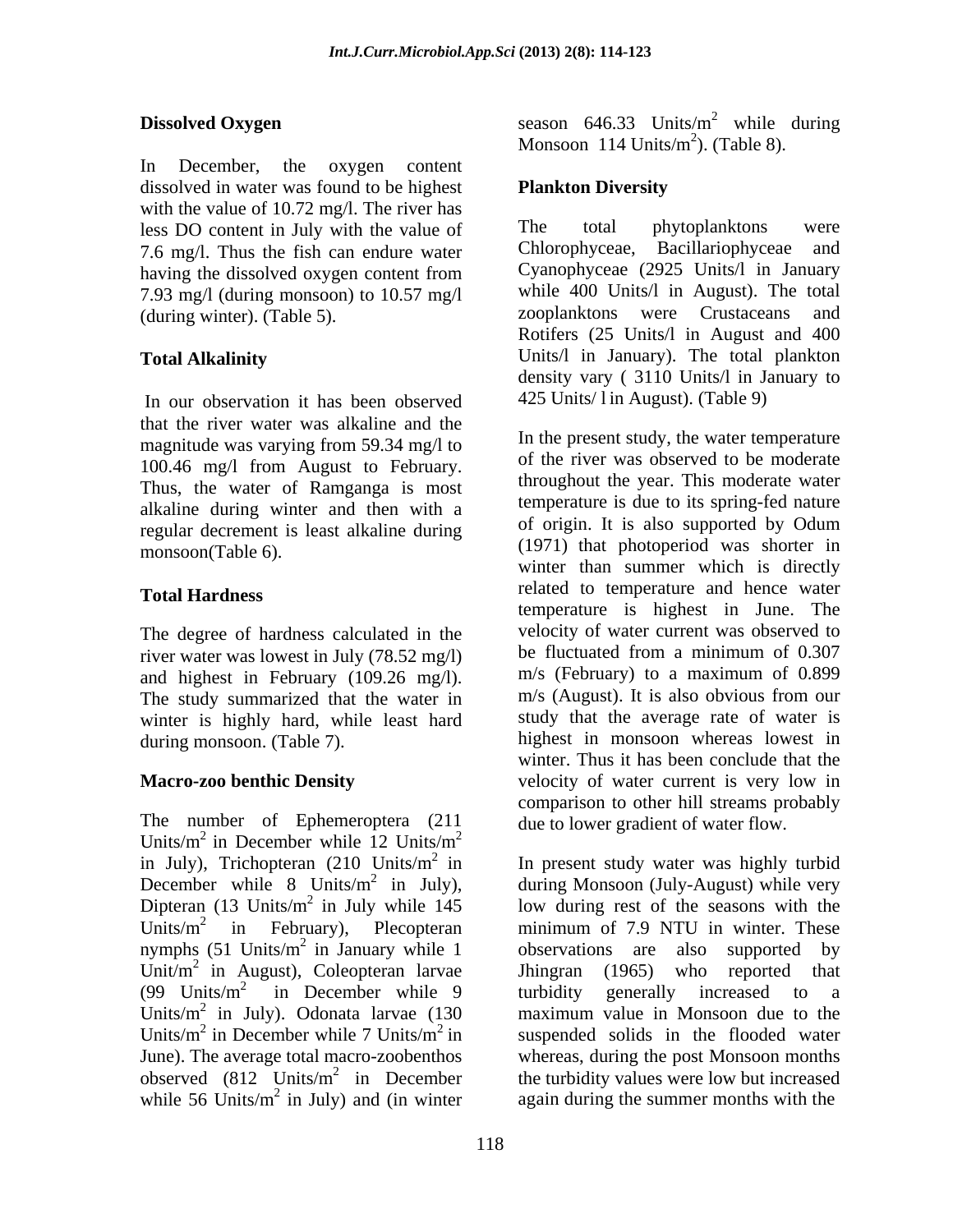**Dissolved Oxygen**

In December, the oxygen content dissolved in water was found to be highest with the value of 10.72 mg/l. The river has less DO content in July with the value of 7.6 mg/l. Thus the fish can endure water having the dissolved oxygen content from 7.93 mg/l (during monsoon) to 10.57 mg/l (during winter). (Table 5).

**Total Alkalinity**

In our observation it has been observed that the river water was alkaline and the magnitude was varying from 59.34 mg/l to 100.46 mg/l from August to February. Thus, the water of Ramganga is most alkaline during winter and then with a regular decrement is least alkaline during monsoon(Table 6).

**Total Hardness**

The degree of hardness calculated in the river water was lowest in July (78.52 mg/l) and highest in February (109.26 mg/l). The study summarized that the water in winter is highly hard, while least hard during monsoon. (Table 7).

**Macro-zoo benthic Density**

The number of Ephemeroptera (211 Units/$m^2$ in December while 12 Units/$m^2$ in July), Trichopteran (210 Units/$m^2$ in December while 8 Units/$m^2$ in July), Dipteran (13 Units/$m^2$ in July while 145 Units/$m^2$ in February), Plecopteran nymphs (51 Units/$m^2$ in January while 1 Unit/$m^2$ in August), Coleopteran larvae (99 Units/$m^2$ in December while 9 Units/$m^2$ in July). Odonata larvae (130 Units/$m^2$ in December while 7 Units/$m^2$ in June). The average total macro-zoobenthos observed (812 Units/$m^2$ in December while 56 Units/$m^2$ in July) and (in winter season 646.33 Units/$m^2$ while during Monsoon 114 Units/$m^2$). (Table 8).

**Plankton Diversity**

The total phytoplanktons were Chlorophyceae, Bacillariophyceae and Cyanophyceae (2925 Units/l in January while 400 Units/l in August). The total zooplanktons were Crustaceans and Rotifers (25 Units/l in August and 400 Units/l in January). The total plankton density vary ( 3110 Units/l in January to 425 Units/ l in August). (Table 9)

In the present study, the water temperature of the river was observed to be moderate throughout the year. This moderate water temperature is due to its spring-fed nature of origin. It is also supported by Odum (1971) that photoperiod was shorter in winter than summer which is directly related to temperature and hence water temperature is highest in June. The velocity of water current was observed to be fluctuated from a minimum of 0.307 m/s (February) to a maximum of 0.899 m/s (August). It is also obvious from our study that the average rate of water is highest in monsoon whereas lowest in winter. Thus it has been conclude that the velocity of water current is very low in comparison to other hill streams probably due to lower gradient of water flow.

In present study water was highly turbid during Monsoon (July-August) while very low during rest of the seasons with the minimum of 7.9 NTU in winter. These observations are also supported by Jhingran (1965) who reported that turbidity generally increased to a maximum value in Monsoon due to the suspended solids in the flooded water whereas, during the post Monsoon months the turbidity values were low but increased again during the summer months with the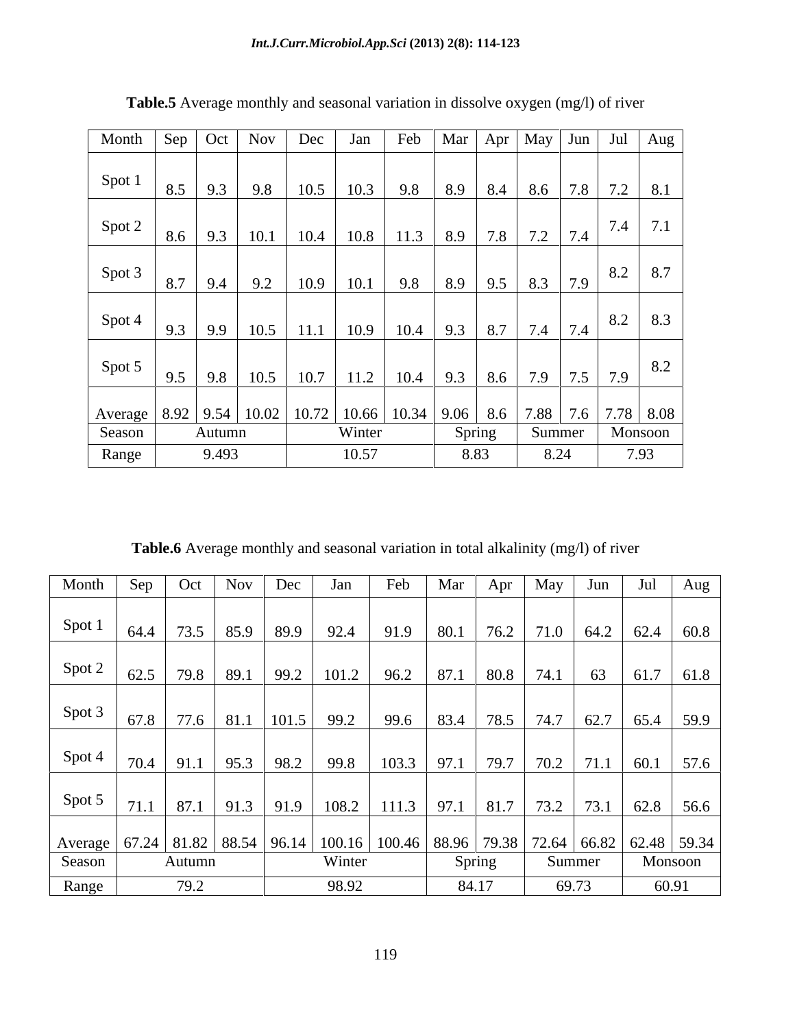**Table.5** Average monthly and seasonal variation in dissolve oxygen (mg/l) of river

| Month | Sep | Oct | Nov | Dec | Jan | Feb | Mar | Apr | May | Jun | Jul | Aug |
|---|---|---|---|---|---|---|---|---|---|---|---|---|
| Spot 1 | 8.5 | 9.3 | 9.8 | 10.5 | 10.3 | 9.8 | 8.9 | 8.4 | 8.6 | 7.8 | 7.2 | 8.1 |
| Spot 2 | 8.6 | 9.3 | 10.1 | 10.4 | 10.8 | 11.3 | 8.9 | 7.8 | 7.2 | 7.4 | 7.4 | 7.1 |
| Spot 3 | 8.7 | 9.4 | 9.2 | 10.9 | 10.1 | 9.8 | 8.9 | 9.5 | 8.3 | 7.9 | 8.2 | 8.7 |
| Spot 4 | 9.3 | 9.9 | 10.5 | 11.1 | 10.9 | 10.4 | 9.3 | 8.7 | 7.4 | 7.4 | 8.2 | 8.3 |
| Spot 5 | 9.5 | 9.8 | 10.5 | 10.7 | 11.2 | 10.4 | 9.3 | 8.6 | 7.9 | 7.5 | 7.9 | 8.2 |
| Average | 8.92 | 9.54 | 10.02 | 10.72 | 10.66 | 10.34 | 9.06 | 8.6 | 7.88 | 7.6 | 7.78 | 8.08 |
| Season | Autumn | | | Winter | | | Spring | | Summer | | Monsoon | |
| Range | 9.493 | | | 10.57 | | | 8.83 | | 8.24 | | 7.93 | |

**Table.6** Average monthly and seasonal variation in total alkalinity (mg/l) of river

| Month | Sep | Oct | Nov | Dec | Jan | Feb | Mar | Apr | May | Jun | Jul | Aug |
|---|---|---|---|---|---|---|---|---|---|---|---|---|
| Spot 1 | 64.4 | 73.5 | 85.9 | 89.9 | 92.4 | 91.9 | 80.1 | 76.2 | 71.0 | 64.2 | 62.4 | 60.8 |
| Spot 2 | 62.5 | 79.8 | 89.1 | 99.2 | 101.2 | 96.2 | 87.1 | 80.8 | 74.1 | 63 | 61.7 | 61.8 |
| Spot 3 | 67.8 | 77.6 | 81.1 | 101.5 | 99.2 | 99.6 | 83.4 | 78.5 | 74.7 | 62.7 | 65.4 | 59.9 |
| Spot 4 | 70.4 | 91.1 | 95.3 | 98.2 | 99.8 | 103.3 | 97.1 | 79.7 | 70.2 | 71.1 | 60.1 | 57.6 |
| Spot 5 | 71.1 | 87.1 | 91.3 | 91.9 | 108.2 | 111.3 | 97.1 | 81.7 | 73.2 | 73.1 | 62.8 | 56.6 |
| Average | 67.24 | 81.82 | 88.54 | 96.14 | 100.16 | 100.46 | 88.96 | 79.38 | 72.64 | 66.82 | 62.48 | 59.34 |
| Season | Autumn | | | Winter | | | Spring | | Summer | | Monsoon | |
| Range | 79.2 | | | 98.92 | | | 84.17 | | 69.73 | | 60.91 | |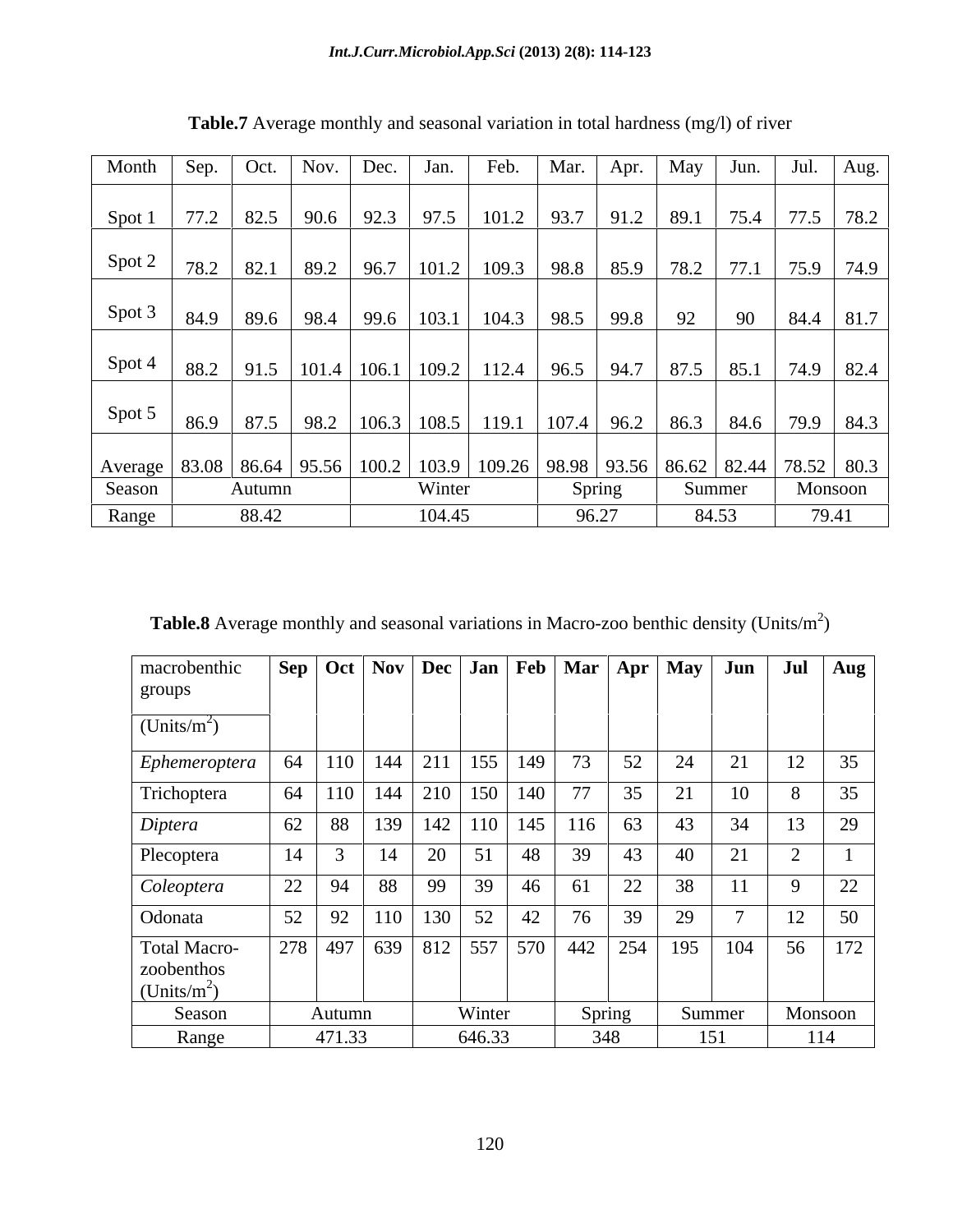**Table.7** Average monthly and seasonal variation in total hardness (mg/l) of river

| Month | Sep. | Oct. | Nov. | Dec. | Jan. | Feb. | Mar. | Apr. | May | Jun. | Jul. | Aug. |
|---|---|---|---|---|---|---|---|---|---|---|---|---|
| Spot 1 | 77.2 | 82.5 | 90.6 | 92.3 | 97.5 | 101.2 | 93.7 | 91.2 | 89.1 | 75.4 | 77.5 | 78.2 |
| Spot 2 | 78.2 | 82.1 | 89.2 | 96.7 | 101.2 | 109.3 | 98.8 | 85.9 | 78.2 | 77.1 | 75.9 | 74.9 |
| Spot 3 | 84.9 | 89.6 | 98.4 | 99.6 | 103.1 | 104.3 | 98.5 | 99.8 | 92 | 90 | 84.4 | 81.7 |
| Spot 4 | 88.2 | 91.5 | 101.4 | 106.1 | 109.2 | 112.4 | 96.5 | 94.7 | 87.5 | 85.1 | 74.9 | 82.4 |
| Spot 5 | 86.9 | 87.5 | 98.2 | 106.3 | 108.5 | 119.1 | 107.4 | 96.2 | 86.3 | 84.6 | 79.9 | 84.3 |
| Average | 83.08 | 86.64 | 95.56 | 100.2 | 103.9 | 109.26 | 98.98 | 93.56 | 86.62 | 82.44 | 78.52 | 80.3 |
| Season | Autumn | | | Winter | | | Spring | | Summer | | Monsoon | |
| Range | 88.42 | | | 104.45 | | | 96.27 | | 84.53 | | 79.41 | |

**Table.8** Average monthly and seasonal variations in Macro-zoo benthic density (Units/m$^2$)

| macrobenthic groups (Units/m$^2$) | Sep | Oct | Nov | Dec | Jan | Feb | Mar | Apr | May | Jun | Jul | Aug |
|---|---|---|---|---|---|---|---|---|---|---|---|---|
| *Ephemeroptera* | 64 | 110 | 144 | 211 | 155 | 149 | 73 | 52 | 24 | 21 | 12 | 35 |
| Trichoptera | 64 | 110 | 144 | 210 | 150 | 140 | 77 | 35 | 21 | 10 | 8 | 35 |
| *Diptera* | 62 | 88 | 139 | 142 | 110 | 145 | 116 | 63 | 43 | 34 | 13 | 29 |
| Plecoptera | 14 | 3 | 14 | 20 | 51 | 48 | 39 | 43 | 40 | 21 | 2 | 1 |
| *Coleoptera* | 22 | 94 | 88 | 99 | 39 | 46 | 61 | 22 | 38 | 11 | 9 | 22 |
| Odonata | 52 | 92 | 110 | 130 | 52 | 42 | 76 | 39 | 29 | 7 | 12 | 50 |
| Total Macro-zoobenthos (Units/m$^2$) | 278 | 497 | 639 | 812 | 557 | 570 | 442 | 254 | 195 | 104 | 56 | 172 |
| Season | Autumn | | | Winter | | | Spring | | Summer | | Monsoon | |
| Range | 471.33 | | | 646.33 | | | 348 | | 151 | | 114 | |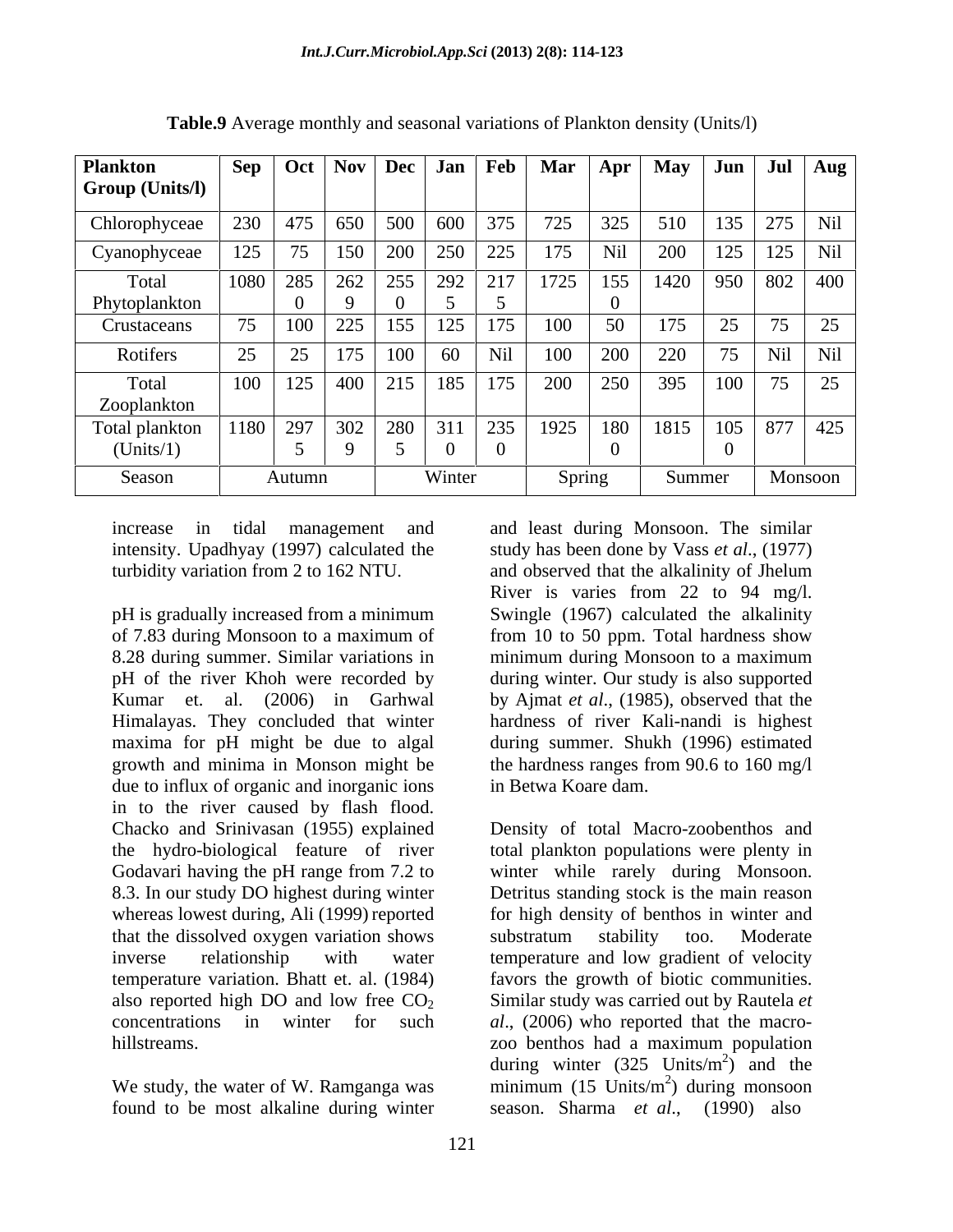**Table.9** Average monthly and seasonal variations of Plankton density (Units/l)

| Plankton Group (Units/l) | Sep | Oct | Nov | Dec | Jan | Feb | Mar | Apr | May | Jun | Jul | Aug |
|---|---|---|---|---|---|---|---|---|---|---|---|---|
| Chlorophyceae | 230 | 475 | 650 | 500 | 600 | 375 | 725 | 325 | 510 | 135 | 275 | Nil |
| Cyanophyceae | 125 | 75 | 150 | 200 | 250 | 225 | 175 | Nil | 200 | 125 | 125 | Nil |
| Total Phytoplankton | 1080 | 2850 | 2629 | 2550 | 2925 | 2175 | 1725 | 1550 | 1420 | 950 | 802 | 400 |
| Crustaceans | 75 | 100 | 225 | 155 | 125 | 175 | 100 | 50 | 175 | 25 | 75 | 25 |
| Rotifers | 25 | 25 | 175 | 100 | 60 | Nil | 100 | 200 | 220 | 75 | Nil | Nil |
| Total Zooplankton | 100 | 125 | 400 | 215 | 185 | 175 | 200 | 250 | 395 | 100 | 75 | 25 |
| Total plankton (Units/1) | 1180 | 2975 | 3029 | 2805 | 3110 | 2350 | 1925 | 1800 | 1815 | 1050 | 877 | 425 |
| Season | Autumn | | | Winter | | | Spring | | Summer | | Monsoon | |

increase in tidal management and intensity. Upadhyay (1997) calculated the turbidity variation from 2 to 162 NTU.

pH is gradually increased from a minimum of 7.83 during Monsoon to a maximum of 8.28 during summer. Similar variations in pH of the river Khoh were recorded by Kumar et. al. (2006) in Garhwal Himalayas. They concluded that winter maxima for pH might be due to algal growth and minima in Monson might be due to influx of organic and inorganic ions in to the river caused by flash flood. Chacko and Srinivasan (1955) explained the hydro-biological feature of river Godavari having the pH range from 7.2 to 8.3. In our study DO highest during winter whereas lowest during, Ali (1999) reported that the dissolved oxygen variation shows inverse relationship with water temperature variation. Bhatt et. al. (1984) also reported high DO and low free $CO_2$ concentrations in winter for such hillstreams.

We study, the water of W. Ramganga was found to be most alkaline during winter and least during Monsoon. The similar study has been done by Vass *et al*., (1977) and observed that the alkalinity of Jhelum River is varies from 22 to 94 mg/l. Swingle (1967) calculated the alkalinity from 10 to 50 ppm. Total hardness show minimum during Monsoon to a maximum during winter. Our study is also supported by Ajmat *et al*., (1985), observed that the hardness of river Kali-nandi is highest during summer. Shukh (1996) estimated the hardness ranges from 90.6 to 160 mg/l in Betwa Koare dam.

Density of total Macro-zoobenthos and total plankton populations were plenty in winter while rarely during Monsoon. Detritus standing stock is the main reason for high density of benthos in winter and substratum stability too. Moderate temperature and low gradient of velocity favors the growth of biotic communities. Similar study was carried out by Rautela *et al*., (2006) who reported that the macro-zoo benthos had a maximum population during winter (325 Units/$m^2$) and the minimum (15 Units/$m^2$) during monsoon season. Sharma *et al*., (1990) also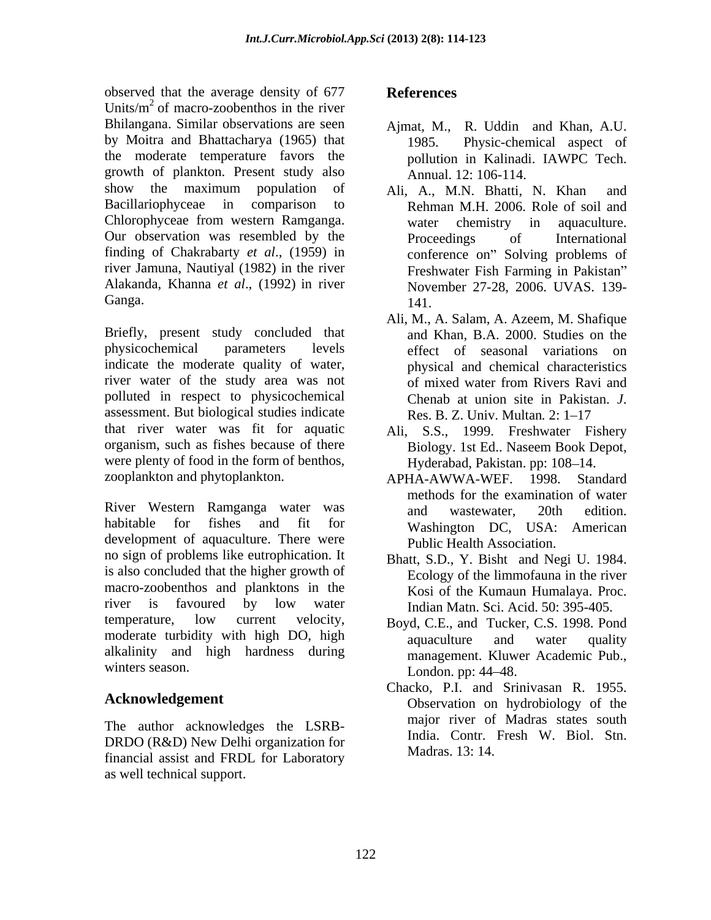observed that the average density of 677 Units/$m^2$ of macro-zoobenthos in the river Bhilangana. Similar observations are seen by Moitra and Bhattacharya (1965) that the moderate temperature favors the growth of plankton. Present study also show the maximum population of Bacillariophyceae in comparison to Chlorophyceae from western Ramganga. Our observation was resembled by the finding of Chakrabarty *et al*., (1959) in river Jamuna, Nautiyal (1982) in the river Alakanda, Khanna *et al*., (1992) in river Ganga.

Briefly, present study concluded that physicochemical parameters levels indicate the moderate quality of water, river water of the study area was not polluted in respect to physicochemical assessment. But biological studies indicate that river water was fit for aquatic organism, such as fishes because of there were plenty of food in the form of benthos, zooplankton and phytoplankton.

River Western Ramganga water was habitable for fishes and fit for development of aquaculture. There were no sign of problems like eutrophication. It is also concluded that the higher growth of macro-zoobenthos and planktons in the river is favoured by low water temperature, low current velocity, moderate turbidity with high DO, high alkalinity and high hardness during winters season.

## Acknowledgement

The author acknowledges the LSRB-DRDO (R&D) New Delhi organization for financial assist and FRDL for Laboratory as well technical support.

## References

Ajmat, M., R. Uddin and Khan, A.U. 1985. Physic-chemical aspect of pollution in Kalinadi. IAWPC Tech. Annual. 12: 106-114.

Ali, A., M.N. Bhatti, N. Khan and Rehman M.H. 2006. Role of soil and water chemistry in aquaculture. Proceedings of International conference on" Solving problems of Freshwater Fish Farming in Pakistan" November 27-28, 2006. UVAS. 139-141.

Ali, M., A. Salam, A. Azeem, M. Shafique and Khan, B.A. 2000. Studies on the effect of seasonal variations on physical and chemical characteristics of mixed water from Rivers Ravi and Chenab at union site in Pakistan. *J.* Res. B. Z. Univ. Multan*.* 2: 1–17

Ali, S.S., 1999. Freshwater Fishery Biology. 1st Ed.. Naseem Book Depot, Hyderabad, Pakistan. pp: 108–14.

APHA-AWWA-WEF. 1998. Standard methods for the examination of water and wastewater, 20th edition. Washington DC, USA: American Public Health Association.

Bhatt, S.D., Y. Bisht and Negi U. 1984. Ecology of the limmofauna in the river Kosi of the Kumaun Humalaya. Proc. Indian Matn. Sci. Acid. 50: 395-405.

Boyd, C.E., and Tucker, C.S. 1998. Pond aquaculture and water quality management. Kluwer Academic Pub., London. pp: 44–48.

Chacko, P.I. and Srinivasan R. 1955. Observation on hydrobiology of the major river of Madras states south India. Contr. Fresh W. Biol. Stn. Madras. 13: 14.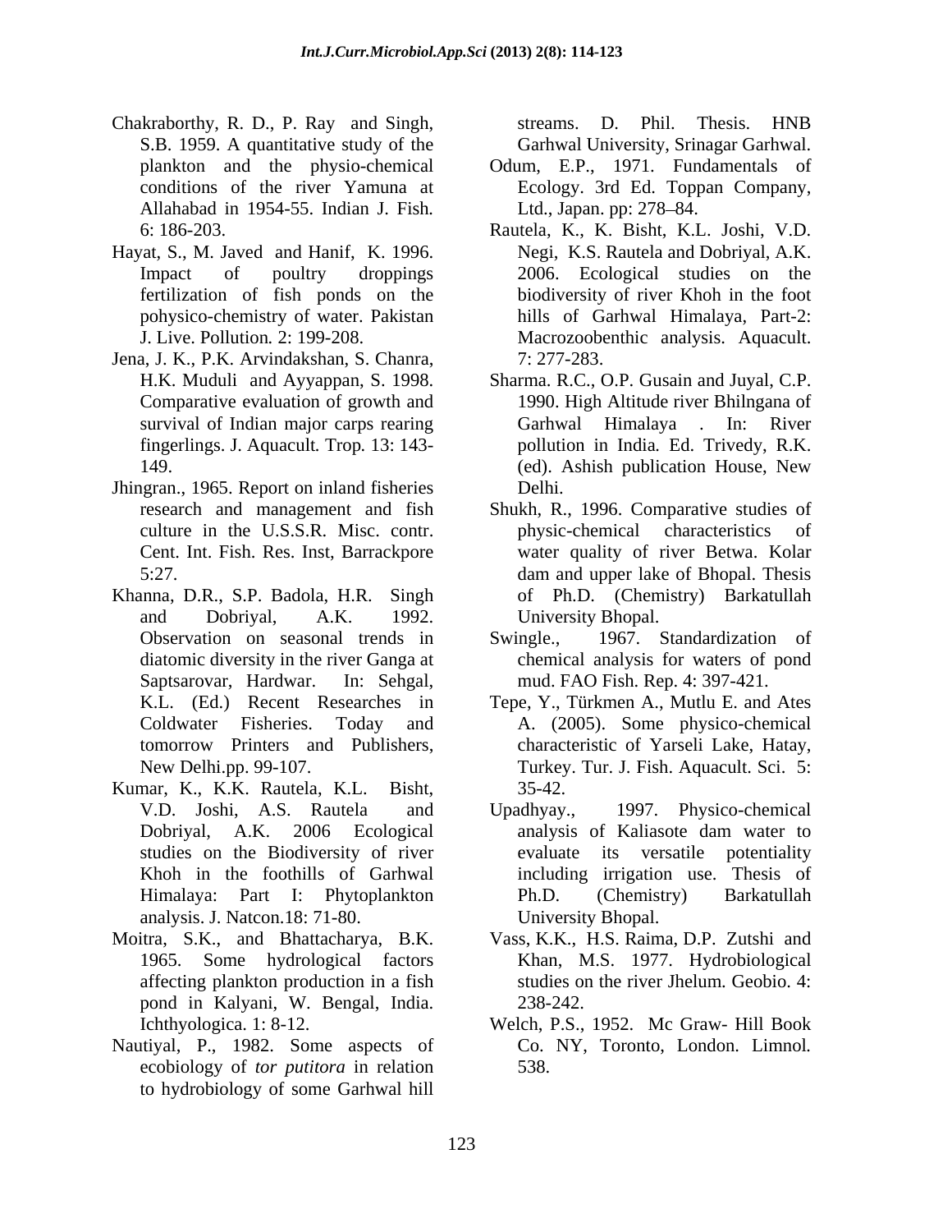Chakraborthy, R. D., P. Ray and Singh, S.B. 1959. A quantitative study of the plankton and the physio-chemical conditions of the river Yamuna at Allahabad in 1954-55. Indian J. Fish. 6: 186-203.

Hayat, S., M. Javed and Hanif, K. 1996. Impact of poultry droppings fertilization of fish ponds on the pohysico-chemistry of water. Pakistan J. Live. Pollution. 2: 199-208.

Jena, J. K., P.K. Arvindakshan, S. Chanra, H.K. Muduli and Ayyappan, S. 1998. Comparative evaluation of growth and survival of Indian major carps rearing fingerlings. J. Aquacult. Trop. 13: 143-149.

Jhingran., 1965. Report on inland fisheries research and management and fish culture in the U.S.S.R. Misc. contr. Cent. Int. Fish. Res. Inst, Barrackpore 5:27.

Khanna, D.R., S.P. Badola, H.R. Singh and Dobriyal, A.K. 1992. Observation on seasonal trends in diatomic diversity in the river Ganga at Saptsarovar, Hardwar. In: Sehgal, K.L. (Ed.) Recent Researches in Coldwater Fisheries. Today and tomorrow Printers and Publishers, New Delhi.pp. 99-107.

Kumar, K., K.K. Rautela, K.L. Bisht, V.D. Joshi, A.S. Rautela and Dobriyal, A.K. 2006 Ecological studies on the Biodiversity of river Khoh in the foothills of Garhwal Himalaya: Part I: Phytoplankton analysis. J. Natcon.18: 71-80.

Moitra, S.K., and Bhattacharya, B.K. 1965. Some hydrological factors affecting plankton production in a fish pond in Kalyani, W. Bengal, India. Ichthyologica. 1: 8-12.

Nautiyal, P., 1982. Some aspects of ecobiology of *tor putitora* in relation to hydrobiology of some Garhwal hill streams. D. Phil. Thesis. HNB Garhwal University, Srinagar Garhwal.

Odum, E.P., 1971. Fundamentals of Ecology. 3rd Ed. Toppan Company, Ltd., Japan. pp: 278–84.

Rautela, K., K. Bisht, K.L. Joshi, V.D. Negi, K.S. Rautela and Dobriyal, A.K. 2006. Ecological studies on the biodiversity of river Khoh in the foot hills of Garhwal Himalaya, Part-2: Macrozoobenthic analysis. Aquacult. 7: 277-283.

Sharma. R.C., O.P. Gusain and Juyal, C.P. 1990. High Altitude river Bhilngana of Garhwal Himalaya . In: River pollution in India. Ed. Trivedy, R.K. (ed). Ashish publication House, New Delhi.

Shukh, R., 1996. Comparative studies of physic-chemical characteristics of water quality of river Betwa. Kolar dam and upper lake of Bhopal. Thesis of Ph.D. (Chemistry) Barkatullah University Bhopal.

Swingle., 1967. Standardization of chemical analysis for waters of pond mud. FAO Fish. Rep. 4: 397-421.

Tepe, Y., Türkmen A., Mutlu E. and Ates A. (2005). Some physico-chemical characteristic of Yarseli Lake, Hatay, Turkey. Tur. J. Fish. Aquacult. Sci. 5: 35-42.

Upadhyay., 1997. Physico-chemical analysis of Kaliasote dam water to evaluate its versatile potentiality including irrigation use. Thesis of Ph.D. (Chemistry) Barkatullah University Bhopal.

Vass, K.K., H.S. Raima, D.P. Zutshi and Khan, M.S. 1977. Hydrobiological studies on the river Jhelum. Geobio. 4: 238-242.

Welch, P.S., 1952. Mc Graw- Hill Book Co. NY, Toronto, London. Limnol. 538.